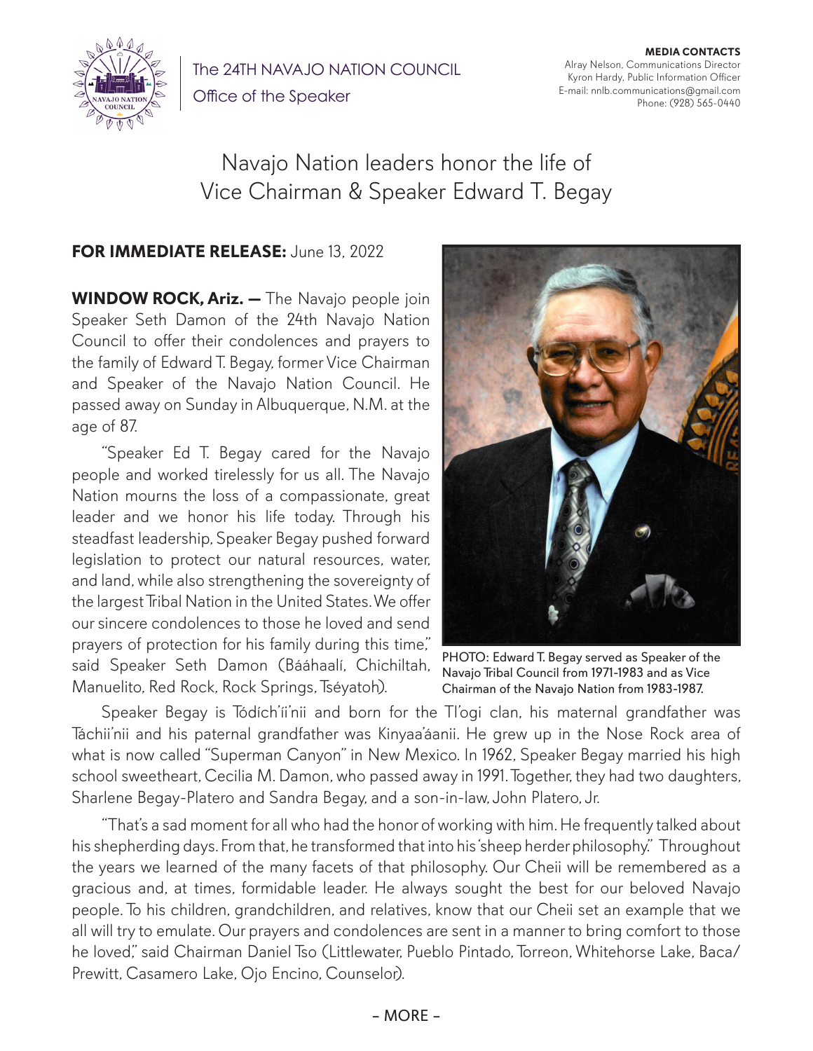The 24TH NAVAJO NATION COUNCIL
Office of the Speaker

**MEDIA CONTACTS**
Alray Nelson, Communications Director
Kyron Hardy, Public Information Officer
E-mail: nnlb.communications@gmail.com
Phone: (928) 565-0440

# Navajo Nation leaders honor the life of Vice Chairman & Speaker Edward T. Begay

**FOR IMMEDIATE RELEASE:** June 13, 2022

**WINDOW ROCK, Ariz. —** The Navajo people join Speaker Seth Damon of the 24th Navajo Nation Council to offer their condolences and prayers to the family of Edward T. Begay, former Vice Chairman and Speaker of the Navajo Nation Council. He passed away on Sunday in Albuquerque, N.M. at the age of 87.

"Speaker Ed T. Begay cared for the Navajo people and worked tirelessly for us all. The Navajo Nation mourns the loss of a compassionate, great leader and we honor his life today. Through his steadfast leadership, Speaker Begay pushed forward legislation to protect our natural resources, water, and land, while also strengthening the sovereignty of the largest Tribal Nation in the United States. We offer our sincere condolences to those he loved and send prayers of protection for his family during this time," said Speaker Seth Damon (Bááhaalí, Chichiltah, Manuelito, Red Rock, Rock Springs, Tséyatoh).

PHOTO: Edward T. Begay served as Speaker of the Navajo Tribal Council from 1971-1983 and as Vice Chairman of the Navajo Nation from 1983-1987.

Speaker Begay is Tódích'íi'nii and born for the Tł'ogi clan, his maternal grandfather was Táchii'nii and his paternal grandfather was Kinyaa'áanii. He grew up in the Nose Rock area of what is now called "Superman Canyon" in New Mexico. In 1962, Speaker Begay married his high school sweetheart, Cecilia M. Damon, who passed away in 1991. Together, they had two daughters, Sharlene Begay-Platero and Sandra Begay, and a son-in-law, John Platero, Jr.

"That's a sad moment for all who had the honor of working with him. He frequently talked about his shepherding days. From that, he transformed that into his 'sheep herder philosophy.' Throughout the years we learned of the many facets of that philosophy. Our Cheii will be remembered as a gracious and, at times, formidable leader. He always sought the best for our beloved Navajo people. To his children, grandchildren, and relatives, know that our Cheii set an example that we all will try to emulate. Our prayers and condolences are sent in a manner to bring comfort to those he loved," said Chairman Daniel Tso (Littlewater, Pueblo Pintado, Torreon, Whitehorse Lake, Baca/Prewitt, Casamero Lake, Ojo Encino, Counselor).

– MORE –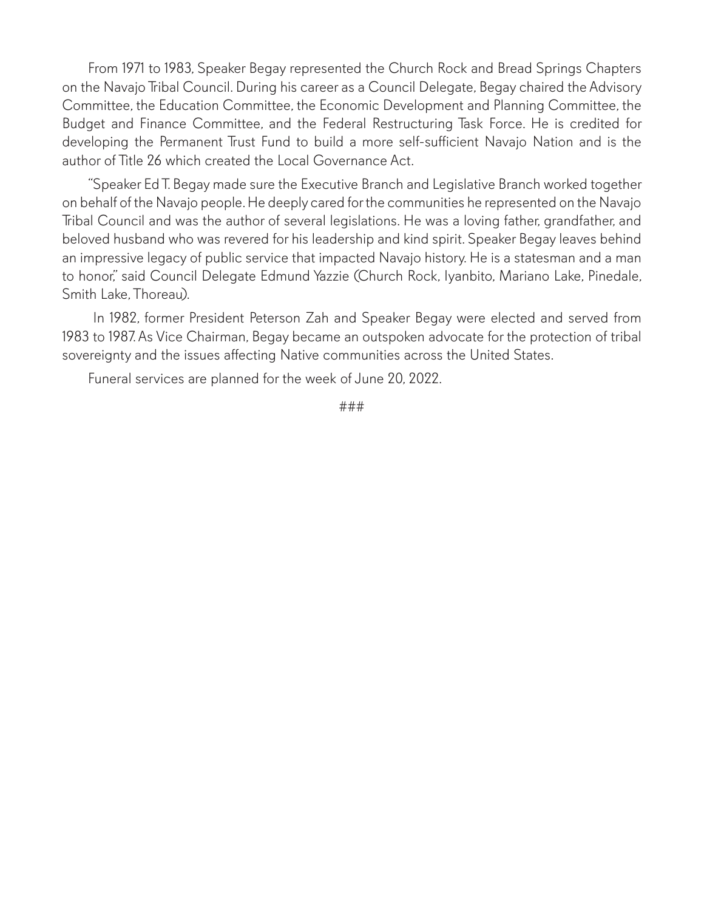From 1971 to 1983, Speaker Begay represented the Church Rock and Bread Springs Chapters on the Navajo Tribal Council. During his career as a Council Delegate, Begay chaired the Advisory Committee, the Education Committee, the Economic Development and Planning Committee, the Budget and Finance Committee, and the Federal Restructuring Task Force. He is credited for developing the Permanent Trust Fund to build a more self-sufficient Navajo Nation and is the author of Title 26 which created the Local Governance Act.

"Speaker Ed T. Begay made sure the Executive Branch and Legislative Branch worked together on behalf of the Navajo people. He deeply cared for the communities he represented on the Navajo Tribal Council and was the author of several legislations. He was a loving father, grandfather, and beloved husband who was revered for his leadership and kind spirit. Speaker Begay leaves behind an impressive legacy of public service that impacted Navajo history. He is a statesman and a man to honor," said Council Delegate Edmund Yazzie (Church Rock, Iyanbito, Mariano Lake, Pinedale, Smith Lake, Thoreau).

In 1982, former President Peterson Zah and Speaker Begay were elected and served from 1983 to 1987. As Vice Chairman, Begay became an outspoken advocate for the protection of tribal sovereignty and the issues affecting Native communities across the United States.

Funeral services are planned for the week of June 20, 2022.

###